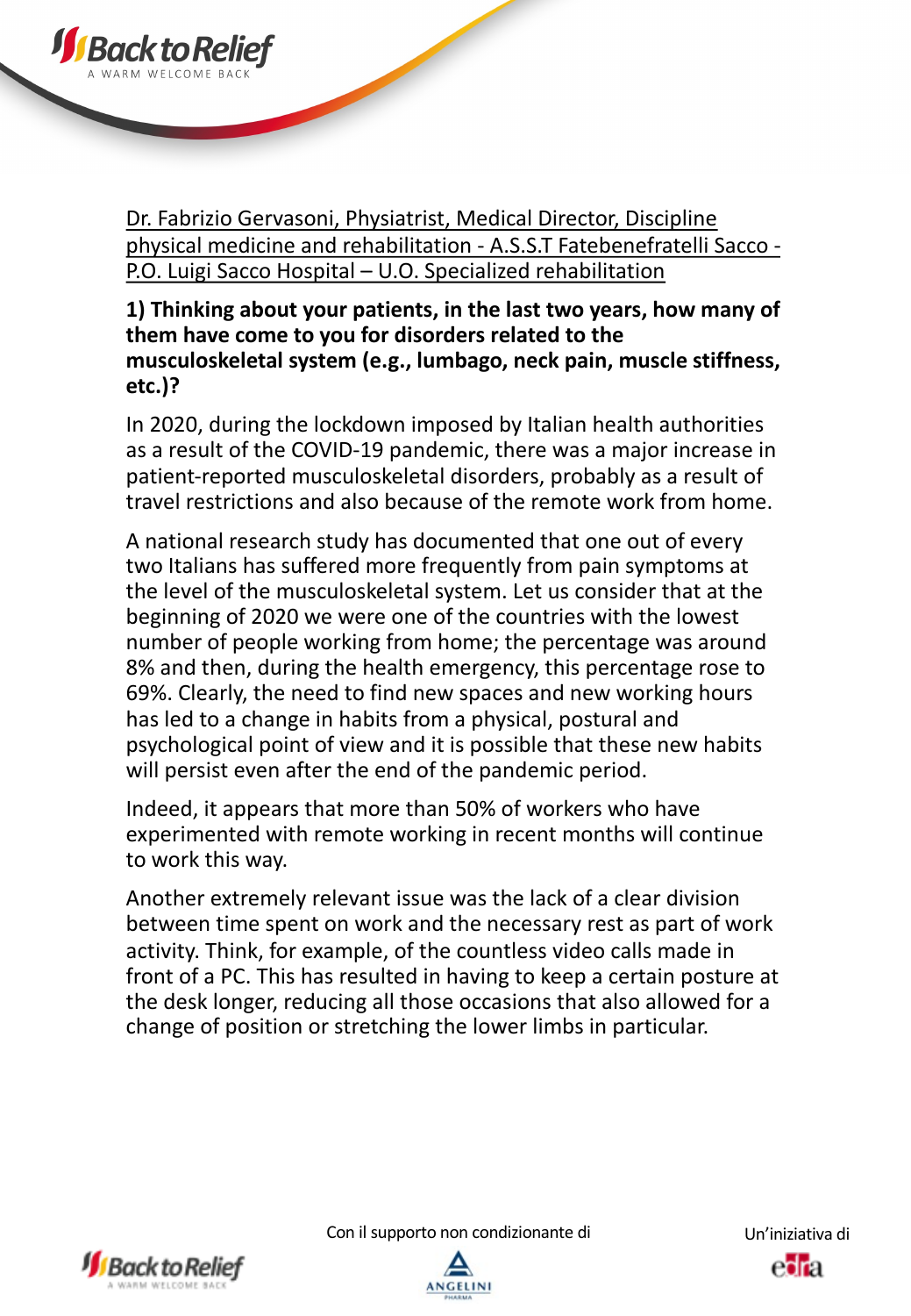Dr. Fabrizio Gervasoni, Physiatrist, Medical Director, Discipline physical medicine and rehabilitation - A.S.S.T Fatebenefratelli Sacco - P.O. Luigi Sacco Hospital – U.O. Specialized rehabilitation

**1) Thinking about your patients, in the last two years, how many of them have come to you for disorders related to the musculoskeletal system (e.g., lumbago, neck pain, muscle stiffness, etc.)?**

In 2020, during the lockdown imposed by Italian health authorities as a result of the COVID-19 pandemic, there was a major increase in patient-reported musculoskeletal disorders, probably as a result of travel restrictions and also because of the remote work from home.

A national research study has documented that one out of every two Italians has suffered more frequently from pain symptoms at the level of the musculoskeletal system. Let us consider that at the beginning of 2020 we were one of the countries with the lowest number of people working from home; the percentage was around 8% and then, during the health emergency, this percentage rose to 69%. Clearly, the need to find new spaces and new working hours has led to a change in habits from a physical, postural and psychological point of view and it is possible that these new habits will persist even after the end of the pandemic period.

Indeed, it appears that more than 50% of workers who have experimented with remote working in recent months will continue to work this way.

Another extremely relevant issue was the lack of a clear division between time spent on work and the necessary rest as part of work activity. Think, for example, of the countless video calls made in front of a PC. This has resulted in having to keep a certain posture at the desk longer, reducing all those occasions that also allowed for a change of position or stretching the lower limbs in particular.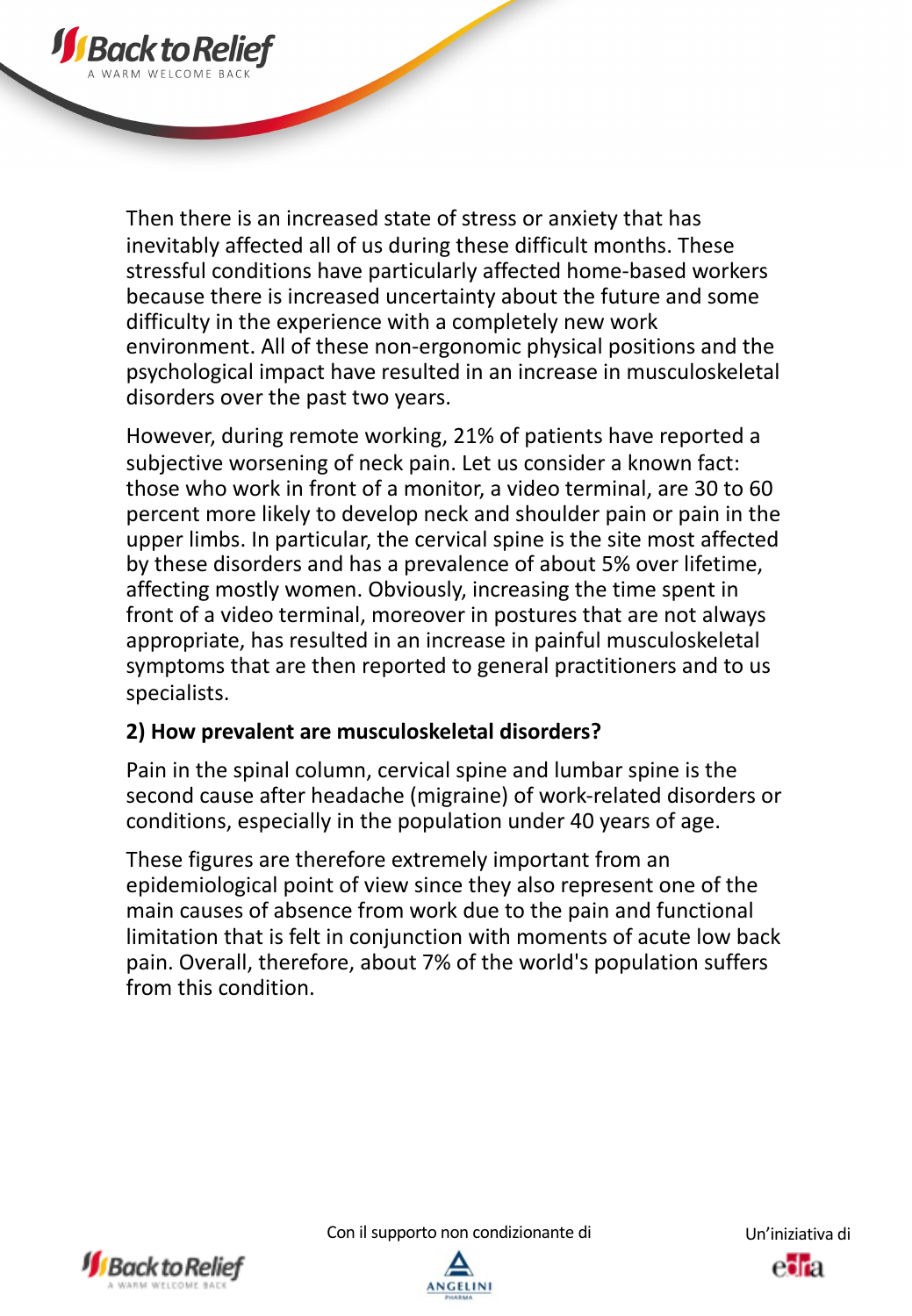Then there is an increased state of stress or anxiety that has inevitably affected all of us during these difficult months. These stressful conditions have particularly affected home-based workers because there is increased uncertainty about the future and some difficulty in the experience with a completely new work environment. All of these non-ergonomic physical positions and the psychological impact have resulted in an increase in musculoskeletal disorders over the past two years.

However, during remote working, 21% of patients have reported a subjective worsening of neck pain. Let us consider a known fact: those who work in front of a monitor, a video terminal, are 30 to 60 percent more likely to develop neck and shoulder pain or pain in the upper limbs. In particular, the cervical spine is the site most affected by these disorders and has a prevalence of about 5% over lifetime, affecting mostly women. Obviously, increasing the time spent in front of a video terminal, moreover in postures that are not always appropriate, has resulted in an increase in painful musculoskeletal symptoms that are then reported to general practitioners and to us specialists.

**2) How prevalent are musculoskeletal disorders?**

Pain in the spinal column, cervical spine and lumbar spine is the second cause after headache (migraine) of work-related disorders or conditions, especially in the population under 40 years of age.

These figures are therefore extremely important from an epidemiological point of view since they also represent one of the main causes of absence from work due to the pain and functional limitation that is felt in conjunction with moments of acute low back pain. Overall, therefore, about 7% of the world's population suffers from this condition.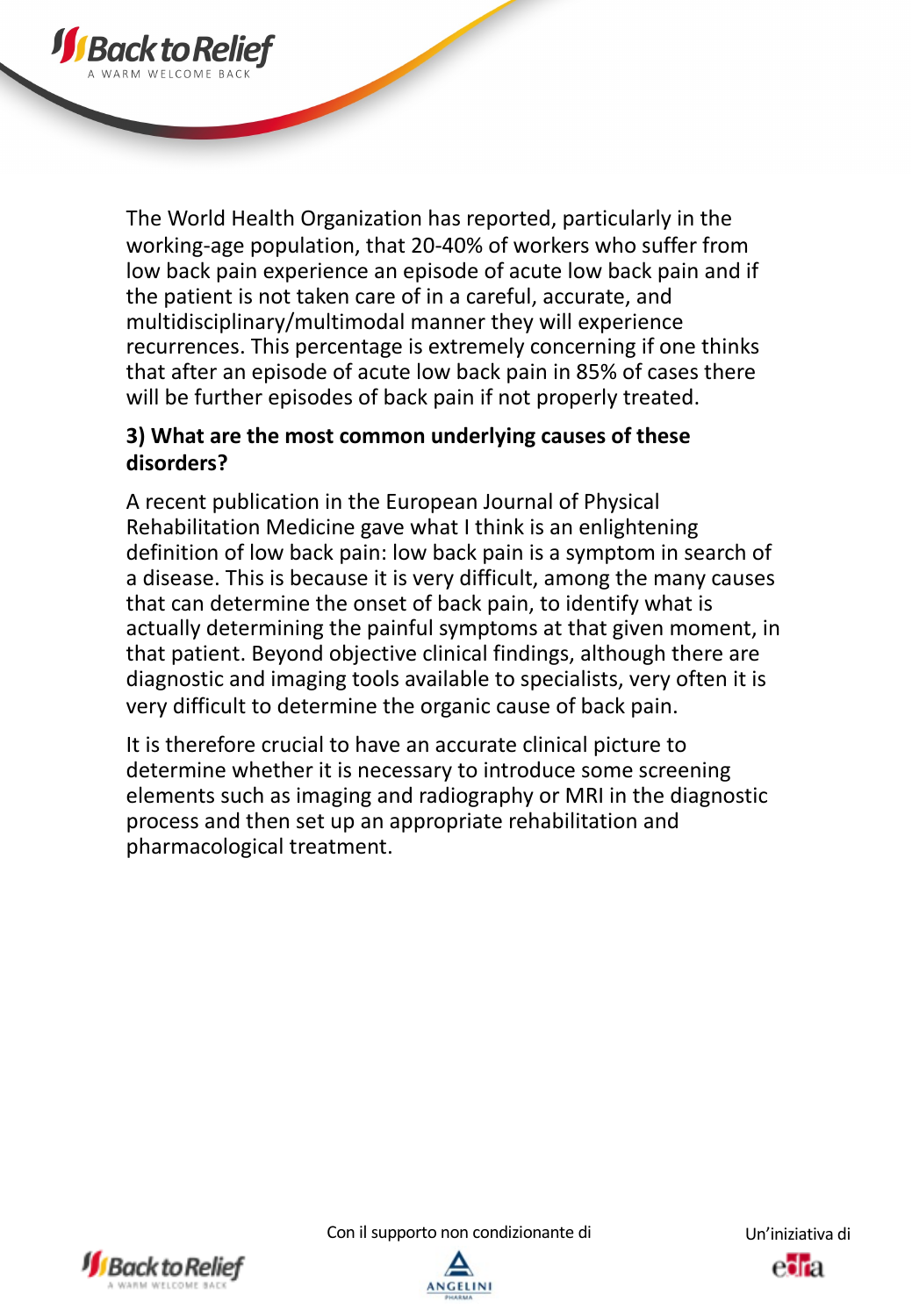The World Health Organization has reported, particularly in the working-age population, that 20-40% of workers who suffer from low back pain experience an episode of acute low back pain and if the patient is not taken care of in a careful, accurate, and multidisciplinary/multimodal manner they will experience recurrences. This percentage is extremely concerning if one thinks that after an episode of acute low back pain in 85% of cases there will be further episodes of back pain if not properly treated.

**3) What are the most common underlying causes of these disorders?**

A recent publication in the European Journal of Physical Rehabilitation Medicine gave what I think is an enlightening definition of low back pain: low back pain is a symptom in search of a disease. This is because it is very difficult, among the many causes that can determine the onset of back pain, to identify what is actually determining the painful symptoms at that given moment, in that patient. Beyond objective clinical findings, although there are diagnostic and imaging tools available to specialists, very often it is very difficult to determine the organic cause of back pain.

It is therefore crucial to have an accurate clinical picture to determine whether it is necessary to introduce some screening elements such as imaging and radiography or MRI in the diagnostic process and then set up an appropriate rehabilitation and pharmacological treatment.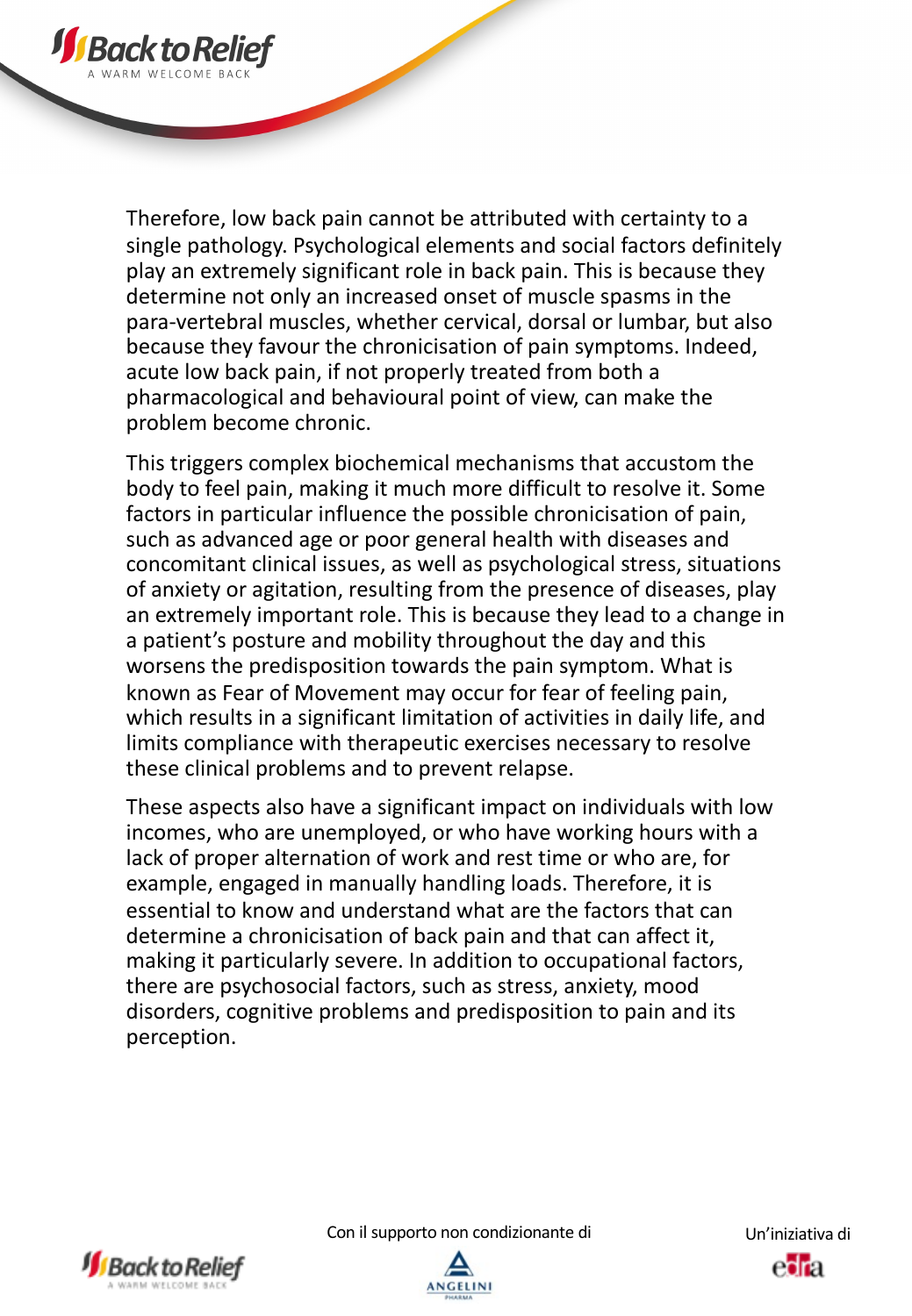Therefore, low back pain cannot be attributed with certainty to a single pathology. Psychological elements and social factors definitely play an extremely significant role in back pain. This is because they determine not only an increased onset of muscle spasms in the para-vertebral muscles, whether cervical, dorsal or lumbar, but also because they favour the chronicisation of pain symptoms. Indeed, acute low back pain, if not properly treated from both a pharmacological and behavioural point of view, can make the problem become chronic.

This triggers complex biochemical mechanisms that accustom the body to feel pain, making it much more difficult to resolve it. Some factors in particular influence the possible chronicisation of pain, such as advanced age or poor general health with diseases and concomitant clinical issues, as well as psychological stress, situations of anxiety or agitation, resulting from the presence of diseases, play an extremely important role. This is because they lead to a change in a patient's posture and mobility throughout the day and this worsens the predisposition towards the pain symptom. What is known as Fear of Movement may occur for fear of feeling pain, which results in a significant limitation of activities in daily life, and limits compliance with therapeutic exercises necessary to resolve these clinical problems and to prevent relapse.

These aspects also have a significant impact on individuals with low incomes, who are unemployed, or who have working hours with a lack of proper alternation of work and rest time or who are, for example, engaged in manually handling loads. Therefore, it is essential to know and understand what are the factors that can determine a chronicisation of back pain and that can affect it, making it particularly severe. In addition to occupational factors, there are psychosocial factors, such as stress, anxiety, mood disorders, cognitive problems and predisposition to pain and its perception.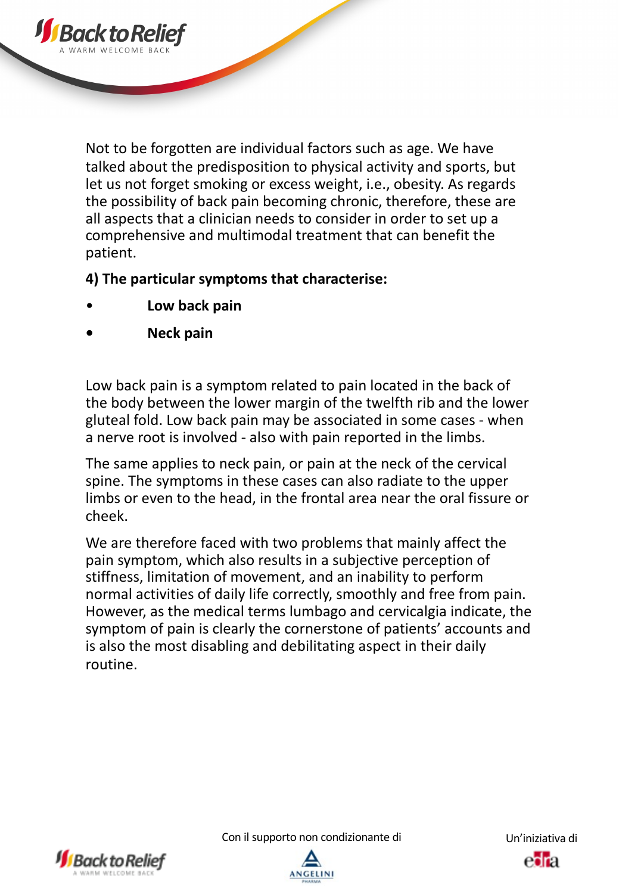Not to be forgotten are individual factors such as age. We have talked about the predisposition to physical activity and sports, but let us not forget smoking or excess weight, i.e., obesity. As regards the possibility of back pain becoming chronic, therefore, these are all aspects that a clinician needs to consider in order to set up a comprehensive and multimodal treatment that can benefit the patient.

**4) The particular symptoms that characterise:**

- **Low back pain**
- **Neck pain**

Low back pain is a symptom related to pain located in the back of the body between the lower margin of the twelfth rib and the lower gluteal fold. Low back pain may be associated in some cases - when a nerve root is involved - also with pain reported in the limbs.

The same applies to neck pain, or pain at the neck of the cervical spine. The symptoms in these cases can also radiate to the upper limbs or even to the head, in the frontal area near the oral fissure or cheek.

We are therefore faced with two problems that mainly affect the pain symptom, which also results in a subjective perception of stiffness, limitation of movement, and an inability to perform normal activities of daily life correctly, smoothly and free from pain. However, as the medical terms lumbago and cervicalgia indicate, the symptom of pain is clearly the cornerstone of patients' accounts and is also the most disabling and debilitating aspect in their daily routine.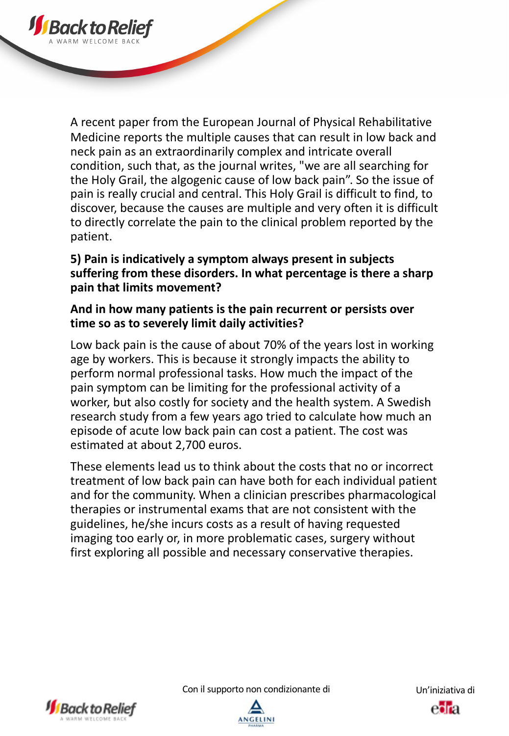A recent paper from the European Journal of Physical Rehabilitative Medicine reports the multiple causes that can result in low back and neck pain as an extraordinarily complex and intricate overall condition, such that, as the journal writes, "we are all searching for the Holy Grail, the algogenic cause of low back pain”. So the issue of pain is really crucial and central. This Holy Grail is difficult to find, to discover, because the causes are multiple and very often it is difficult to directly correlate the pain to the clinical problem reported by the patient.

**5) Pain is indicatively a symptom always present in subjects suffering from these disorders. In what percentage is there a sharp pain that limits movement?**

**And in how many patients is the pain recurrent or persists over time so as to severely limit daily activities?**

Low back pain is the cause of about 70% of the years lost in working age by workers. This is because it strongly impacts the ability to perform normal professional tasks. How much the impact of the pain symptom can be limiting for the professional activity of a worker, but also costly for society and the health system. A Swedish research study from a few years ago tried to calculate how much an episode of acute low back pain can cost a patient. The cost was estimated at about 2,700 euros.

These elements lead us to think about the costs that no or incorrect treatment of low back pain can have both for each individual patient and for the community. When a clinician prescribes pharmacological therapies or instrumental exams that are not consistent with the guidelines, he/she incurs costs as a result of having requested imaging too early or, in more problematic cases, surgery without first exploring all possible and necessary conservative therapies.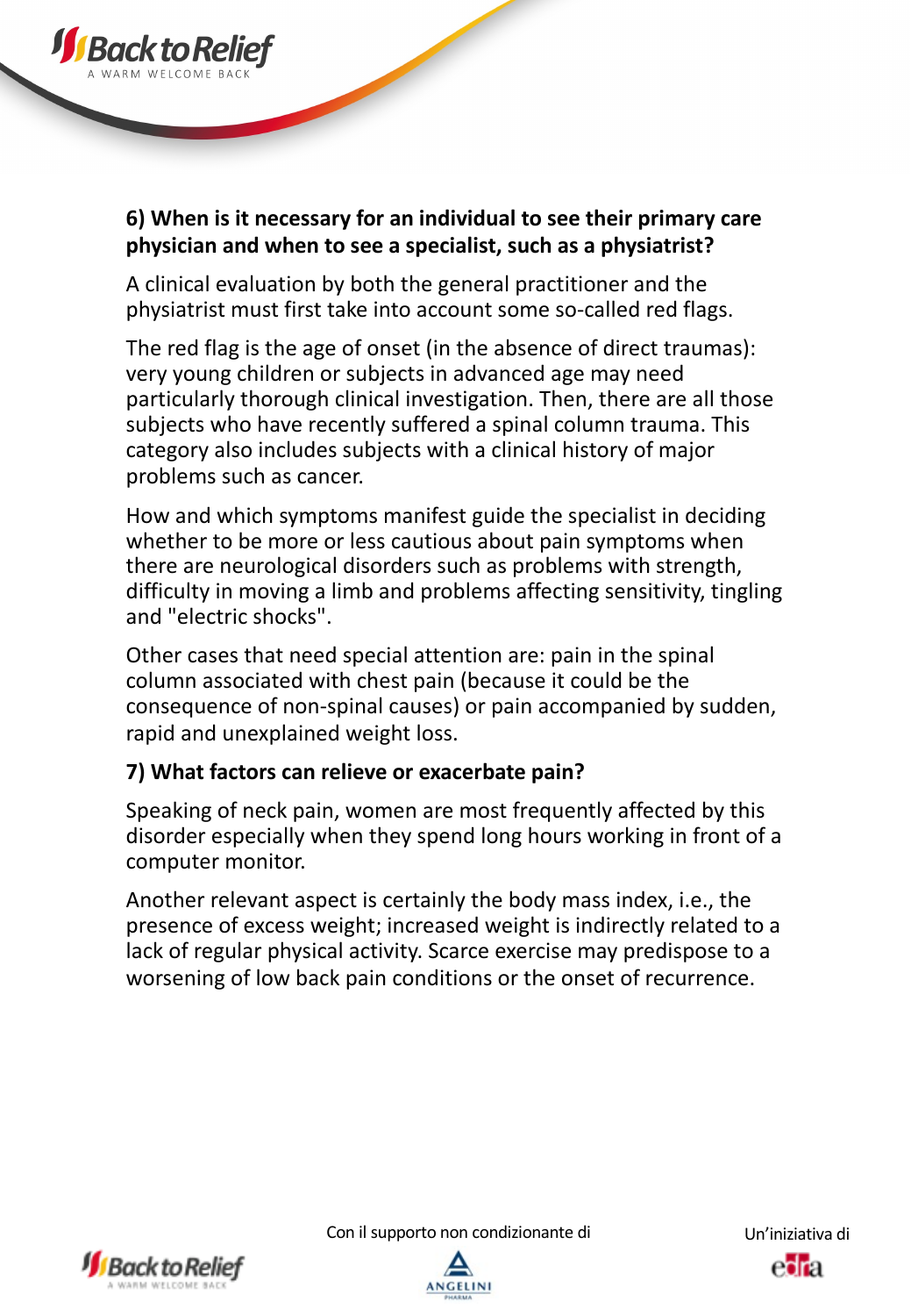**6) When is it necessary for an individual to see their primary care physician and when to see a specialist, such as a physiatrist?**

A clinical evaluation by both the general practitioner and the physiatrist must first take into account some so-called red flags.

The red flag is the age of onset (in the absence of direct traumas): very young children or subjects in advanced age may need particularly thorough clinical investigation. Then, there are all those subjects who have recently suffered a spinal column trauma. This category also includes subjects with a clinical history of major problems such as cancer.

How and which symptoms manifest guide the specialist in deciding whether to be more or less cautious about pain symptoms when there are neurological disorders such as problems with strength, difficulty in moving a limb and problems affecting sensitivity, tingling and "electric shocks".

Other cases that need special attention are: pain in the spinal column associated with chest pain (because it could be the consequence of non-spinal causes) or pain accompanied by sudden, rapid and unexplained weight loss.

**7) What factors can relieve or exacerbate pain?**

Speaking of neck pain, women are most frequently affected by this disorder especially when they spend long hours working in front of a computer monitor.

Another relevant aspect is certainly the body mass index, i.e., the presence of excess weight; increased weight is indirectly related to a lack of regular physical activity. Scarce exercise may predispose to a worsening of low back pain conditions or the onset of recurrence.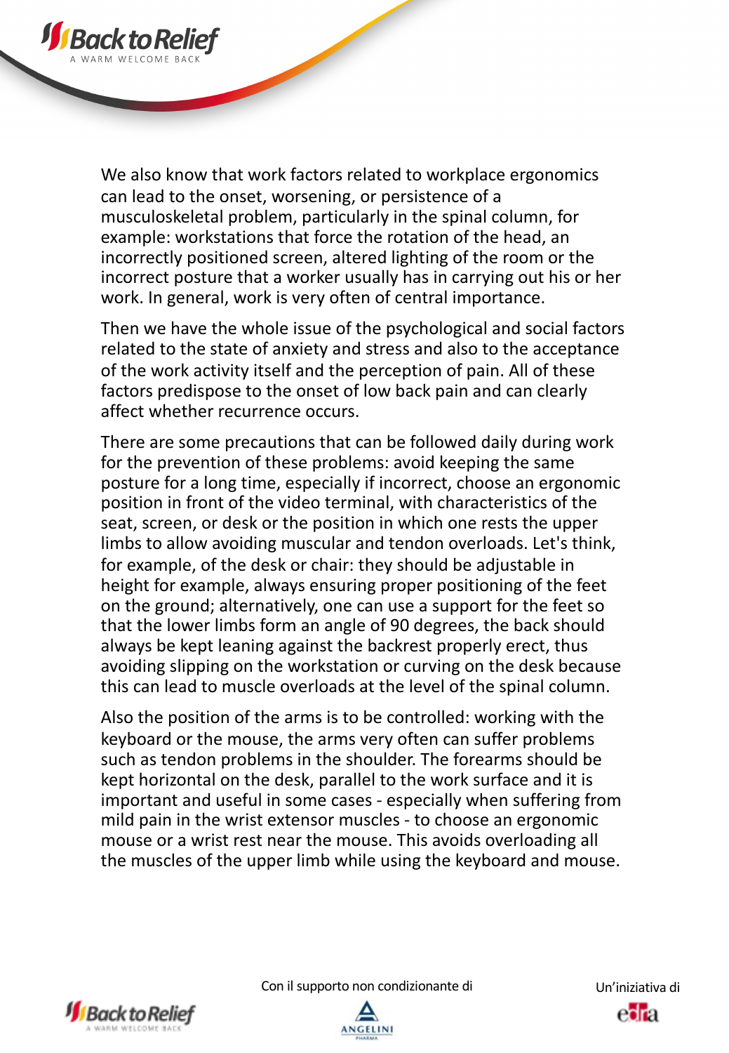We also know that work factors related to workplace ergonomics can lead to the onset, worsening, or persistence of a musculoskeletal problem, particularly in the spinal column, for example: workstations that force the rotation of the head, an incorrectly positioned screen, altered lighting of the room or the incorrect posture that a worker usually has in carrying out his or her work. In general, work is very often of central importance.

Then we have the whole issue of the psychological and social factors related to the state of anxiety and stress and also to the acceptance of the work activity itself and the perception of pain. All of these factors predispose to the onset of low back pain and can clearly affect whether recurrence occurs.

There are some precautions that can be followed daily during work for the prevention of these problems: avoid keeping the same posture for a long time, especially if incorrect, choose an ergonomic position in front of the video terminal, with characteristics of the seat, screen, or desk or the position in which one rests the upper limbs to allow avoiding muscular and tendon overloads. Let's think, for example, of the desk or chair: they should be adjustable in height for example, always ensuring proper positioning of the feet on the ground; alternatively, one can use a support for the feet so that the lower limbs form an angle of 90 degrees, the back should always be kept leaning against the backrest properly erect, thus avoiding slipping on the workstation or curving on the desk because this can lead to muscle overloads at the level of the spinal column.

Also the position of the arms is to be controlled: working with the keyboard or the mouse, the arms very often can suffer problems such as tendon problems in the shoulder. The forearms should be kept horizontal on the desk, parallel to the work surface and it is important and useful in some cases - especially when suffering from mild pain in the wrist extensor muscles - to choose an ergonomic mouse or a wrist rest near the mouse. This avoids overloading all the muscles of the upper limb while using the keyboard and mouse.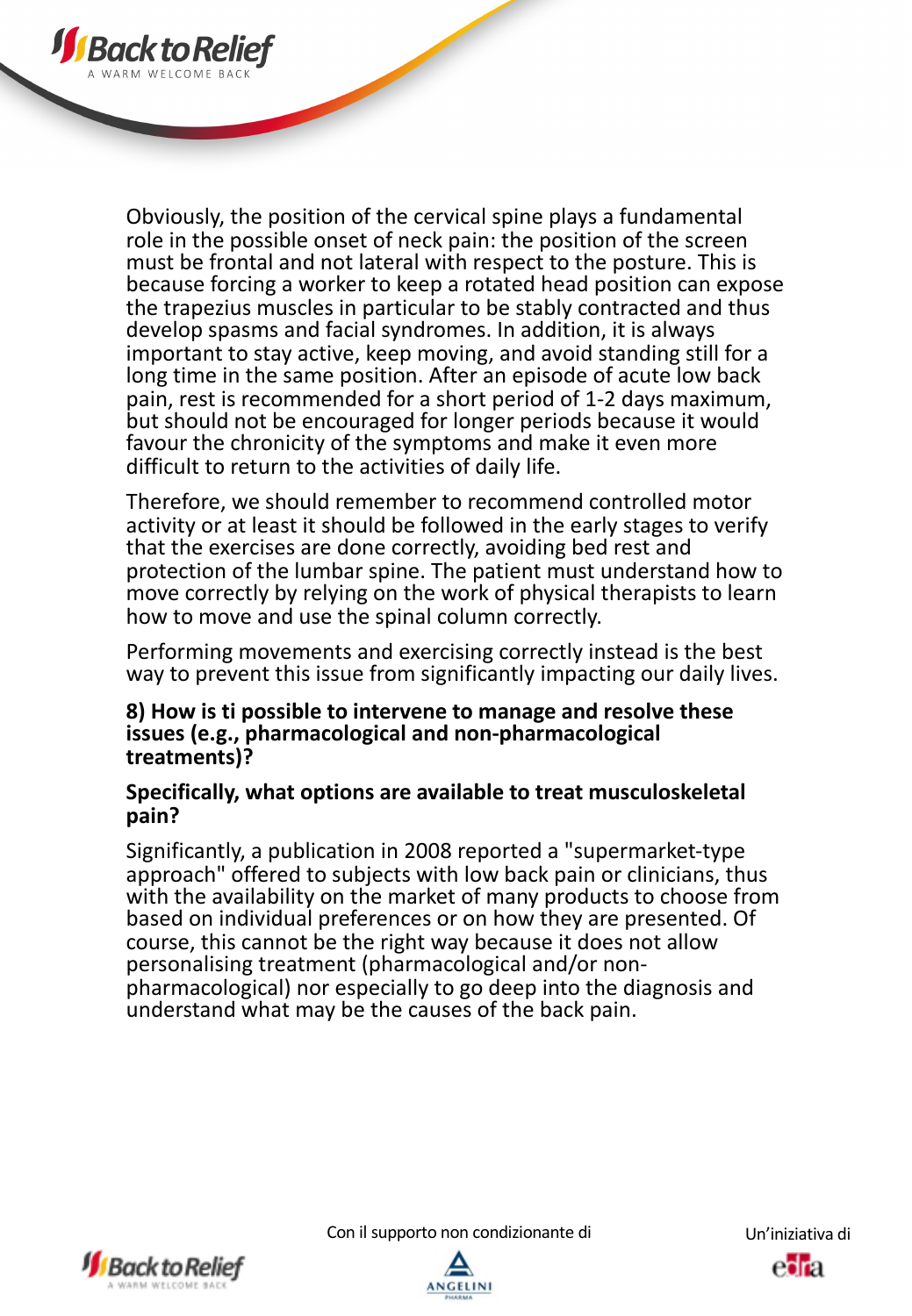Obviously, the position of the cervical spine plays a fundamental role in the possible onset of neck pain: the position of the screen must be frontal and not lateral with respect to the posture. This is because forcing a worker to keep a rotated head position can expose the trapezius muscles in particular to be stably contracted and thus develop spasms and facial syndromes. In addition, it is always important to stay active, keep moving, and avoid standing still for a long time in the same position. After an episode of acute low back pain, rest is recommended for a short period of 1-2 days maximum, but should not be encouraged for longer periods because it would favour the chronicity of the symptoms and make it even more difficult to return to the activities of daily life.

Therefore, we should remember to recommend controlled motor activity or at least it should be followed in the early stages to verify that the exercises are done correctly, avoiding bed rest and protection of the lumbar spine. The patient must understand how to move correctly by relying on the work of physical therapists to learn how to move and use the spinal column correctly.

Performing movements and exercising correctly instead is the best way to prevent this issue from significantly impacting our daily lives.

**8) How is ti possible to intervene to manage and resolve these issues (e.g., pharmacological and non-pharmacological treatments)?**

**Specifically, what options are available to treat musculoskeletal pain?**

Significantly, a publication in 2008 reported a "supermarket-type approach" offered to subjects with low back pain or clinicians, thus with the availability on the market of many products to choose from based on individual preferences or on how they are presented. Of course, this cannot be the right way because it does not allow personalising treatment (pharmacological and/or non-pharmacological) nor especially to go deep into the diagnosis and understand what may be the causes of the back pain.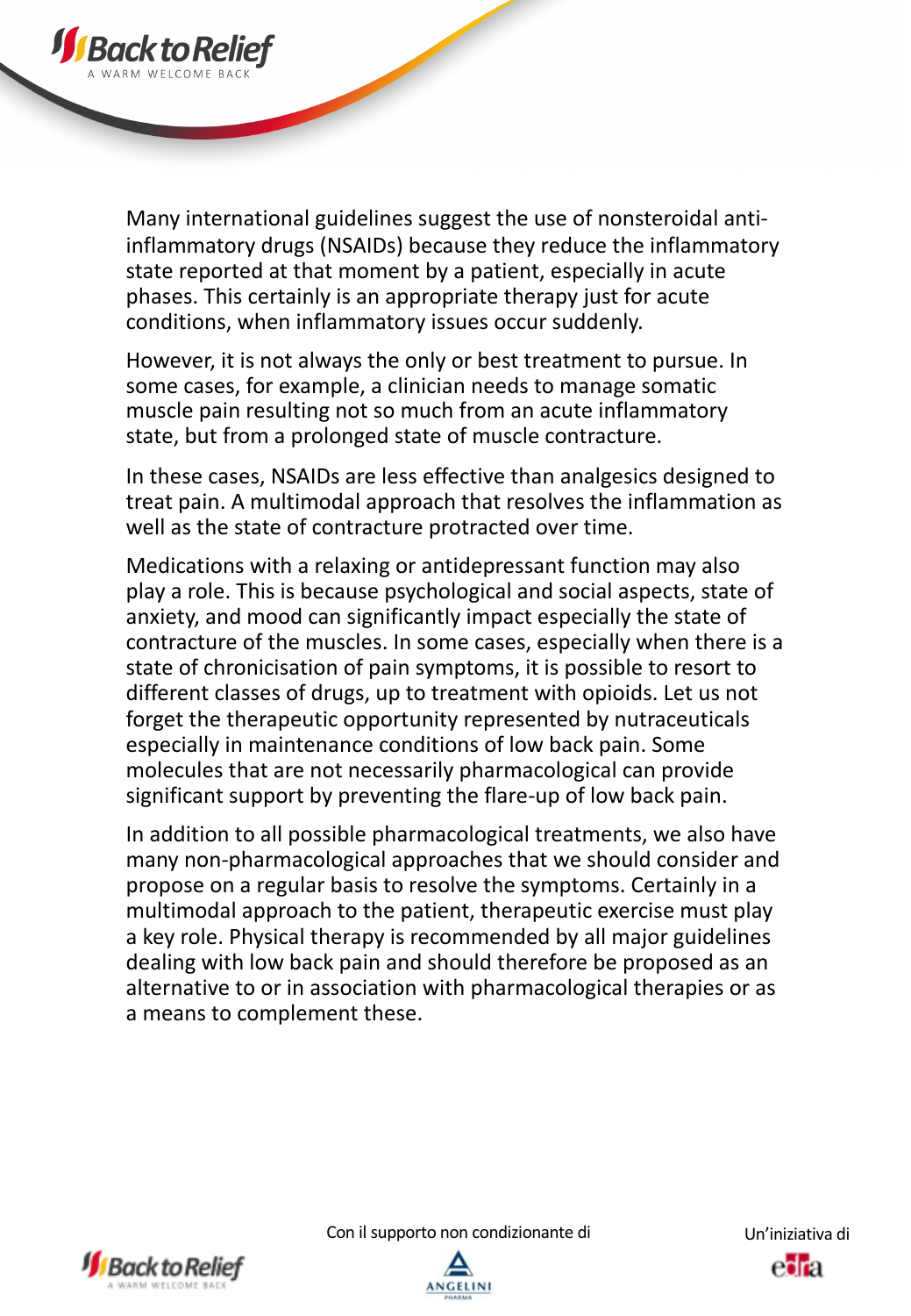Many international guidelines suggest the use of nonsteroidal anti-inflammatory drugs (NSAIDs) because they reduce the inflammatory state reported at that moment by a patient, especially in acute phases. This certainly is an appropriate therapy just for acute conditions, when inflammatory issues occur suddenly.

However, it is not always the only or best treatment to pursue. In some cases, for example, a clinician needs to manage somatic muscle pain resulting not so much from an acute inflammatory state, but from a prolonged state of muscle contracture.

In these cases, NSAIDs are less effective than analgesics designed to treat pain. A multimodal approach that resolves the inflammation as well as the state of contracture protracted over time.

Medications with a relaxing or antidepressant function may also play a role. This is because psychological and social aspects, state of anxiety, and mood can significantly impact especially the state of contracture of the muscles. In some cases, especially when there is a state of chronicisation of pain symptoms, it is possible to resort to different classes of drugs, up to treatment with opioids. Let us not forget the therapeutic opportunity represented by nutraceuticals especially in maintenance conditions of low back pain. Some molecules that are not necessarily pharmacological can provide significant support by preventing the flare-up of low back pain.

In addition to all possible pharmacological treatments, we also have many non-pharmacological approaches that we should consider and propose on a regular basis to resolve the symptoms. Certainly in a multimodal approach to the patient, therapeutic exercise must play a key role. Physical therapy is recommended by all major guidelines dealing with low back pain and should therefore be proposed as an alternative to or in association with pharmacological therapies or as a means to complement these.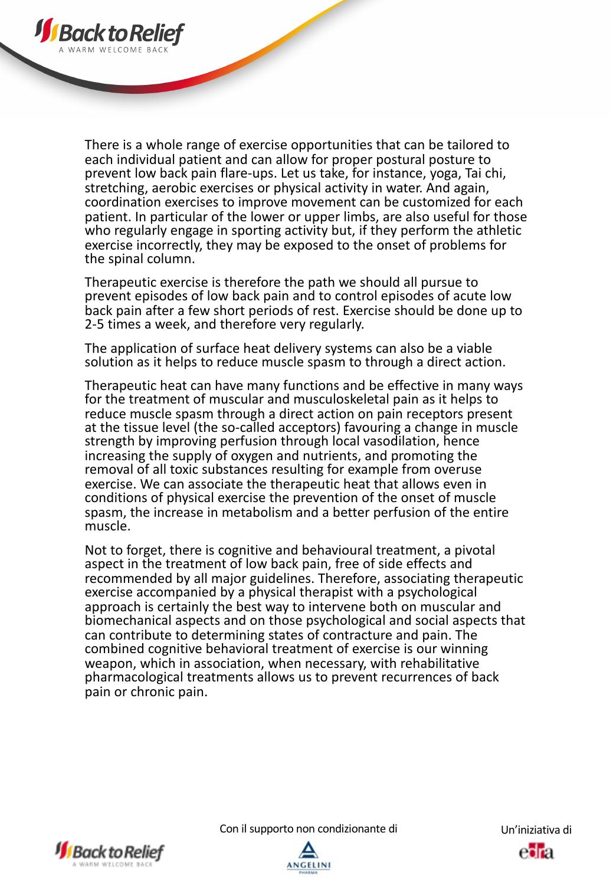There is a whole range of exercise opportunities that can be tailored to each individual patient and can allow for proper postural posture to prevent low back pain flare-ups. Let us take, for instance, yoga, Tai chi, stretching, aerobic exercises or physical activity in water. And again, coordination exercises to improve movement can be customized for each patient. In particular of the lower or upper limbs, are also useful for those who regularly engage in sporting activity but, if they perform the athletic exercise incorrectly, they may be exposed to the onset of problems for the spinal column.

Therapeutic exercise is therefore the path we should all pursue to prevent episodes of low back pain and to control episodes of acute low back pain after a few short periods of rest. Exercise should be done up to 2-5 times a week, and therefore very regularly.

The application of surface heat delivery systems can also be a viable solution as it helps to reduce muscle spasm to through a direct action.

Therapeutic heat can have many functions and be effective in many ways for the treatment of muscular and musculoskeletal pain as it helps to reduce muscle spasm through a direct action on pain receptors present at the tissue level (the so-called acceptors) favouring a change in muscle strength by improving perfusion through local vasodilation, hence increasing the supply of oxygen and nutrients, and promoting the removal of all toxic substances resulting for example from overuse exercise. We can associate the therapeutic heat that allows even in conditions of physical exercise the prevention of the onset of muscle spasm, the increase in metabolism and a better perfusion of the entire muscle.

Not to forget, there is cognitive and behavioural treatment, a pivotal aspect in the treatment of low back pain, free of side effects and recommended by all major guidelines. Therefore, associating therapeutic exercise accompanied by a physical therapist with a psychological approach is certainly the best way to intervene both on muscular and biomechanical aspects and on those psychological and social aspects that can contribute to determining states of contracture and pain. The combined cognitive behavioral treatment of exercise is our winning weapon, which in association, when necessary, with rehabilitative pharmacological treatments allows us to prevent recurrences of back pain or chronic pain.